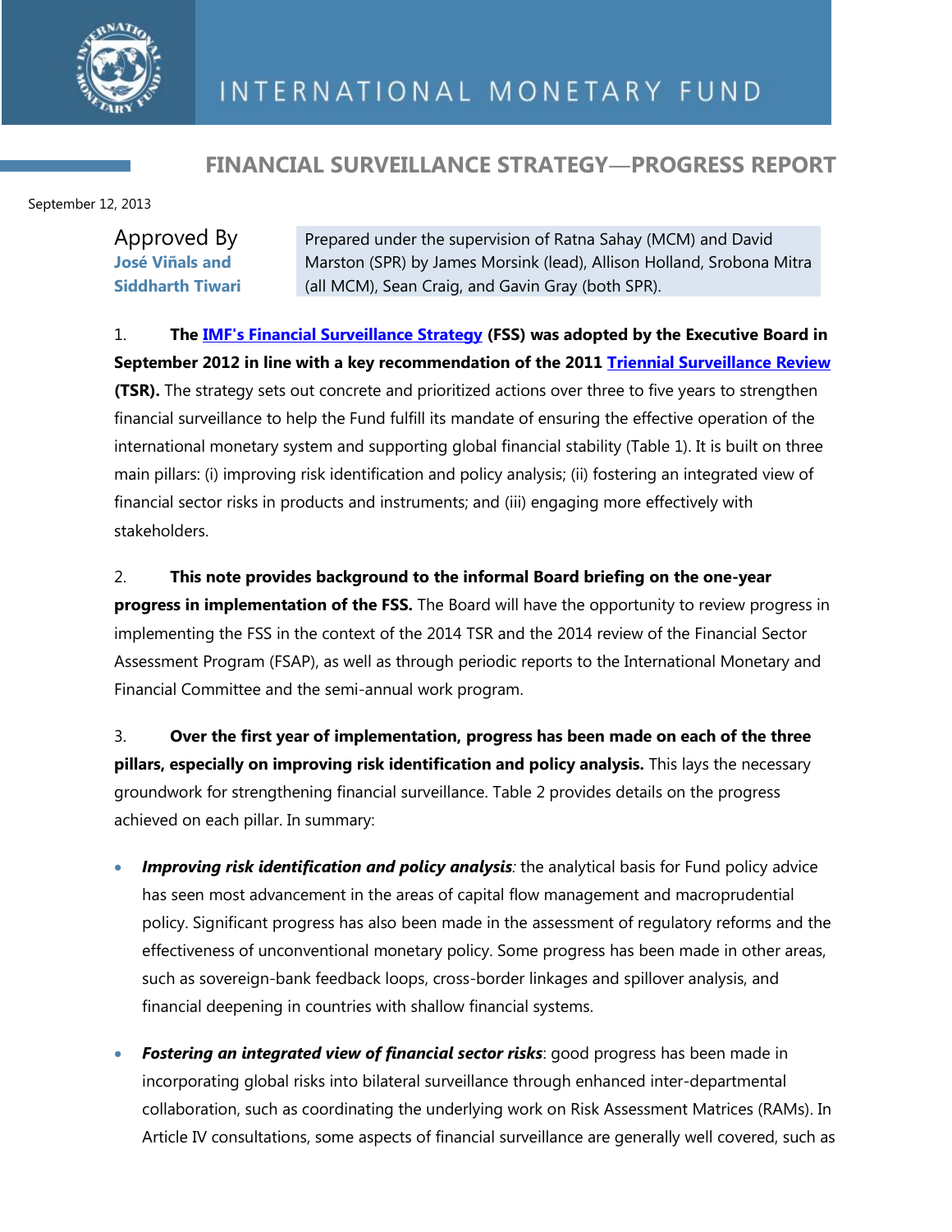INTERNATIONAL MONETARY FUND

# FINANCIAL SURVEILLANCE STRATEGY—PROGRESS REPORT

September 12, 2013

Approved By
**José Viñals and Siddharth Tiwari**

Prepared under the supervision of Ratna Sahay (MCM) and David Marston (SPR) by James Morsink (lead), Allison Holland, Srobona Mitra (all MCM), Sean Craig, and Gavin Gray (both SPR).

1. **The IMF's Financial Surveillance Strategy (FSS) was adopted by the Executive Board in September 2012 in line with a key recommendation of the 2011 Triennial Surveillance Review (TSR).** The strategy sets out concrete and prioritized actions over three to five years to strengthen financial surveillance to help the Fund fulfill its mandate of ensuring the effective operation of the international monetary system and supporting global financial stability (Table 1). It is built on three main pillars: (i) improving risk identification and policy analysis; (ii) fostering an integrated view of financial sector risks in products and instruments; and (iii) engaging more effectively with stakeholders.

2. **This note provides background to the informal Board briefing on the one-year progress in implementation of the FSS.** The Board will have the opportunity to review progress in implementing the FSS in the context of the 2014 TSR and the 2014 review of the Financial Sector Assessment Program (FSAP), as well as through periodic reports to the International Monetary and Financial Committee and the semi-annual work program.

3. **Over the first year of implementation, progress has been made on each of the three pillars, especially on improving risk identification and policy analysis.** This lays the necessary groundwork for strengthening financial surveillance. Table 2 provides details on the progress achieved on each pillar. In summary:

- ***Improving risk identification and policy analysis****:* the analytical basis for Fund policy advice has seen most advancement in the areas of capital flow management and macroprudential policy. Significant progress has also been made in the assessment of regulatory reforms and the effectiveness of unconventional monetary policy. Some progress has been made in other areas, such as sovereign-bank feedback loops, cross-border linkages and spillover analysis, and financial deepening in countries with shallow financial systems.

- ***Fostering an integrated view of financial sector risks***: good progress has been made in incorporating global risks into bilateral surveillance through enhanced inter-departmental collaboration, such as coordinating the underlying work on Risk Assessment Matrices (RAMs). In Article IV consultations, some aspects of financial surveillance are generally well covered, such as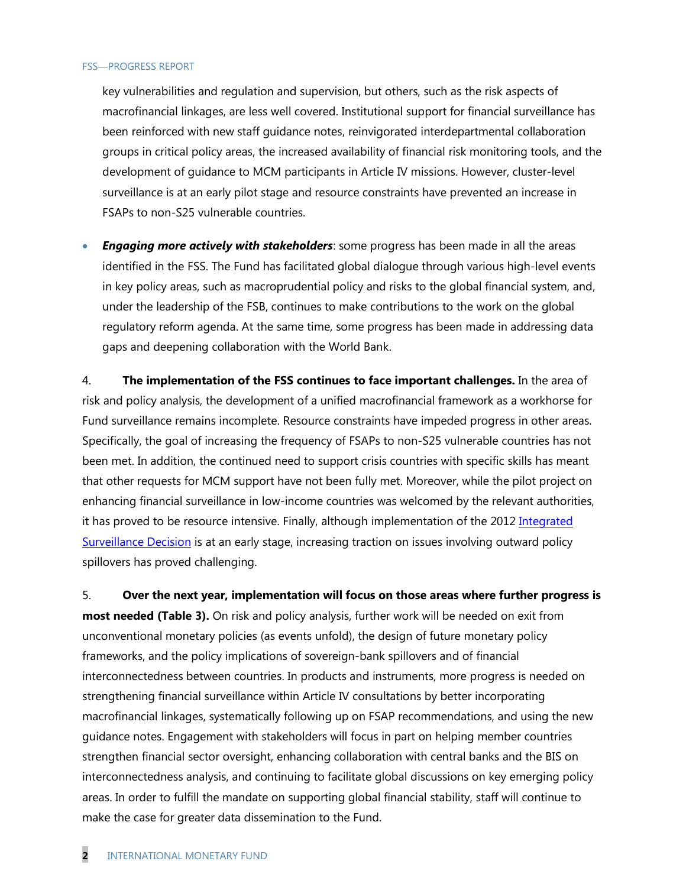key vulnerabilities and regulation and supervision, but others, such as the risk aspects of macrofinancial linkages, are less well covered. Institutional support for financial surveillance has been reinforced with new staff guidance notes, reinvigorated interdepartmental collaboration groups in critical policy areas, the increased availability of financial risk monitoring tools, and the development of guidance to MCM participants in Article IV missions. However, cluster-level surveillance is at an early pilot stage and resource constraints have prevented an increase in FSAPs to non-S25 vulnerable countries.

- ***Engaging more actively with stakeholders***: some progress has been made in all the areas identified in the FSS. The Fund has facilitated global dialogue through various high-level events in key policy areas, such as macroprudential policy and risks to the global financial system, and, under the leadership of the FSB, continues to make contributions to the work on the global regulatory reform agenda. At the same time, some progress has been made in addressing data gaps and deepening collaboration with the World Bank.

4. **The implementation of the FSS continues to face important challenges.** In the area of risk and policy analysis, the development of a unified macrofinancial framework as a workhorse for Fund surveillance remains incomplete. Resource constraints have impeded progress in other areas. Specifically, the goal of increasing the frequency of FSAPs to non-S25 vulnerable countries has not been met. In addition, the continued need to support crisis countries with specific skills has meant that other requests for MCM support have not been fully met. Moreover, while the pilot project on enhancing financial surveillance in low-income countries was welcomed by the relevant authorities, it has proved to be resource intensive. Finally, although implementation of the 2012 Integrated Surveillance Decision is at an early stage, increasing traction on issues involving outward policy spillovers has proved challenging.

5. **Over the next year, implementation will focus on those areas where further progress is most needed (Table 3).** On risk and policy analysis, further work will be needed on exit from unconventional monetary policies (as events unfold), the design of future monetary policy frameworks, and the policy implications of sovereign-bank spillovers and of financial interconnectedness between countries. In products and instruments, more progress is needed on strengthening financial surveillance within Article IV consultations by better incorporating macrofinancial linkages, systematically following up on FSAP recommendations, and using the new guidance notes. Engagement with stakeholders will focus in part on helping member countries strengthen financial sector oversight, enhancing collaboration with central banks and the BIS on interconnectedness analysis, and continuing to facilitate global discussions on key emerging policy areas. In order to fulfill the mandate on supporting global financial stability, staff will continue to make the case for greater data dissemination to the Fund.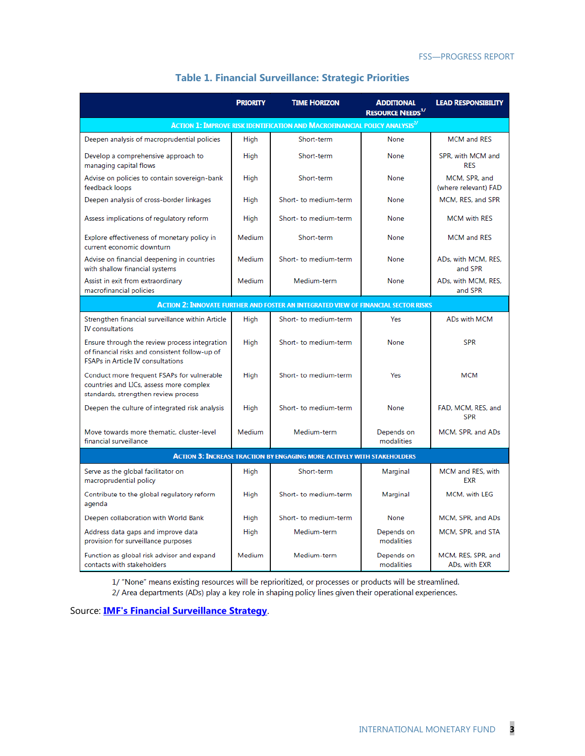### Table 1. Financial Surveillance: Strategic Priorities

| | Priority | Time Horizon | Additional Resource Needs[1/] | Lead Responsibility |
|---|---|---|---|---|
| **Action 1: Improve risk identification and Macrofinancial policy analysis[2/]** | | | | |
| Deepen analysis of macroprudential policies | High | Short-term | None | MCM and RES |
| Develop a comprehensive approach to managing capital flows | High | Short-term | None | SPR, with MCM and RES |
| Advise on policies to contain sovereign-bank feedback loops | High | Short-term | None | MCM, SPR, and (where relevant) FAD |
| Deepen analysis of cross-border linkages | High | Short- to medium-term | None | MCM, RES, and SPR |
| Assess implications of regulatory reform | High | Short- to medium-term | None | MCM with RES |
| Explore effectiveness of monetary policy in current economic downturn | Medium | Short-term | None | MCM and RES |
| Advise on financial deepening in countries with shallow financial systems | Medium | Short- to medium-term | None | ADs, with MCM, RES, and SPR |
| Assist in exit from extraordinary macrofinancial policies | Medium | Medium-term | None | ADs, with MCM, RES, and SPR |
| **Action 2: Innovate further and foster an integrated view of financial sector risks** | | | | |
| Strengthen financial surveillance within Article IV consultations | High | Short- to medium-term | Yes | ADs with MCM |
| Ensure through the review process integration of financial risks and consistent follow-up of FSAPs in Article IV consultations | High | Short- to medium-term | None | SPR |
| Conduct more frequent FSAPs for vulnerable countries and LICs, assess more complex standards, strengthen review process | High | Short- to medium-term | Yes | MCM |
| Deepen the culture of integrated risk analysis | High | Short- to medium-term | None | FAD, MCM, RES, and SPR |
| Move towards more thematic, cluster-level financial surveillance | Medium | Medium-term | Depends on modalities | MCM, SPR, and ADs |
| **Action 3: Increase traction by engaging more actively with stakeholders** | | | | |
| Serve as the global facilitator on macroprudential policy | High | Short-term | Marginal | MCM and RES, with EXR |
| Contribute to the global regulatory reform agenda | High | Short- to medium-term | Marginal | MCM, with LEG |
| Deepen collaboration with World Bank | High | Short- to medium-term | None | MCM, SPR, and ADs |
| Address data gaps and improve data provision for surveillance purposes | High | Medium-term | Depends on modalities | MCM, SPR, and STA |
| Function as global risk advisor and expand contacts with stakeholders | Medium | Medium-term | Depends on modalities | MCM, RES, SPR, and ADs, with EXR |

1/ "None" means existing resources will be reprioritized, or processes or products will be streamlined.
2/ Area departments (ADs) play a key role in shaping policy lines given their operational experiences.

Source: **[IMF's Financial Surveillance Strategy](#)**.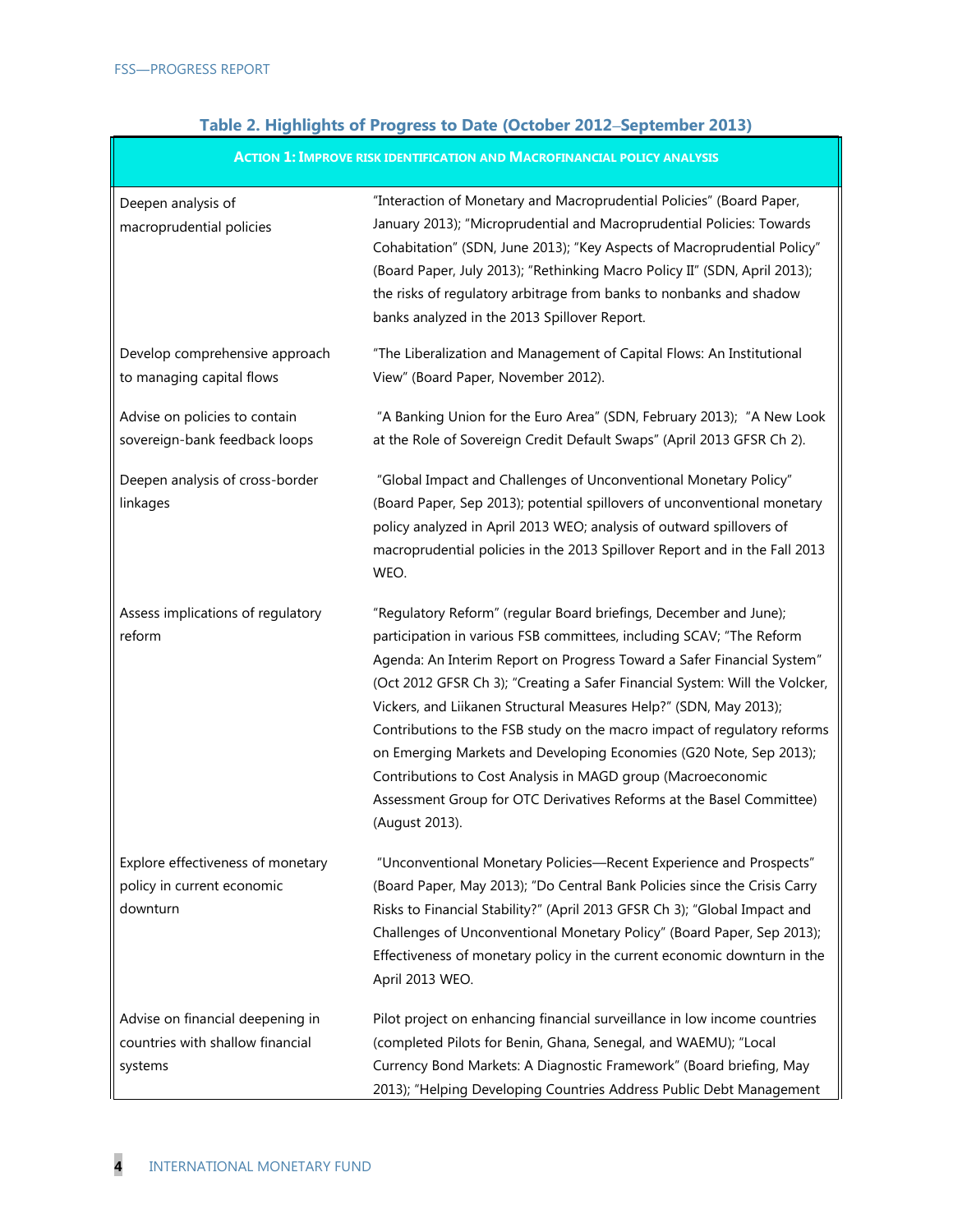**Table 2. Highlights of Progress to Date (October 2012–September 2013)**

| ACTION 1: IMPROVE RISK IDENTIFICATION AND MACROFINANCIAL POLICY ANALYSIS | |
|---|---|
| Deepen analysis of macroprudential policies | "Interaction of Monetary and Macroprudential Policies" (Board Paper, January 2013); "Microprudential and Macroprudential Policies: Towards Cohabitation" (SDN, June 2013); "Key Aspects of Macroprudential Policy" (Board Paper, July 2013); "Rethinking Macro Policy II" (SDN, April 2013); the risks of regulatory arbitrage from banks to nonbanks and shadow banks analyzed in the 2013 Spillover Report. |
| Develop comprehensive approach to managing capital flows | "The Liberalization and Management of Capital Flows: An Institutional View" (Board Paper, November 2012). |
| Advise on policies to contain sovereign-bank feedback loops | "A Banking Union for the Euro Area" (SDN, February 2013); "A New Look at the Role of Sovereign Credit Default Swaps" (April 2013 GFSR Ch 2). |
| Deepen analysis of cross-border linkages | "Global Impact and Challenges of Unconventional Monetary Policy" (Board Paper, Sep 2013); potential spillovers of unconventional monetary policy analyzed in April 2013 WEO; analysis of outward spillovers of macroprudential policies in the 2013 Spillover Report and in the Fall 2013 WEO. |
| Assess implications of regulatory reform | "Regulatory Reform" (regular Board briefings, December and June); participation in various FSB committees, including SCAV; "The Reform Agenda: An Interim Report on Progress Toward a Safer Financial System" (Oct 2012 GFSR Ch 3); "Creating a Safer Financial System: Will the Volcker, Vickers, and Liikanen Structural Measures Help?" (SDN, May 2013); Contributions to the FSB study on the macro impact of regulatory reforms on Emerging Markets and Developing Economies (G20 Note, Sep 2013); Contributions to Cost Analysis in MAGD group (Macroeconomic Assessment Group for OTC Derivatives Reforms at the Basel Committee) (August 2013). |
| Explore effectiveness of monetary policy in current economic downturn | "Unconventional Monetary Policies—Recent Experience and Prospects" (Board Paper, May 2013); "Do Central Bank Policies since the Crisis Carry Risks to Financial Stability?" (April 2013 GFSR Ch 3); "Global Impact and Challenges of Unconventional Monetary Policy" (Board Paper, Sep 2013); Effectiveness of monetary policy in the current economic downturn in the April 2013 WEO. |
| Advise on financial deepening in countries with shallow financial systems | Pilot project on enhancing financial surveillance in low income countries (completed Pilots for Benin, Ghana, Senegal, and WAEMU); "Local Currency Bond Markets: A Diagnostic Framework" (Board briefing, May 2013); "Helping Developing Countries Address Public Debt Management |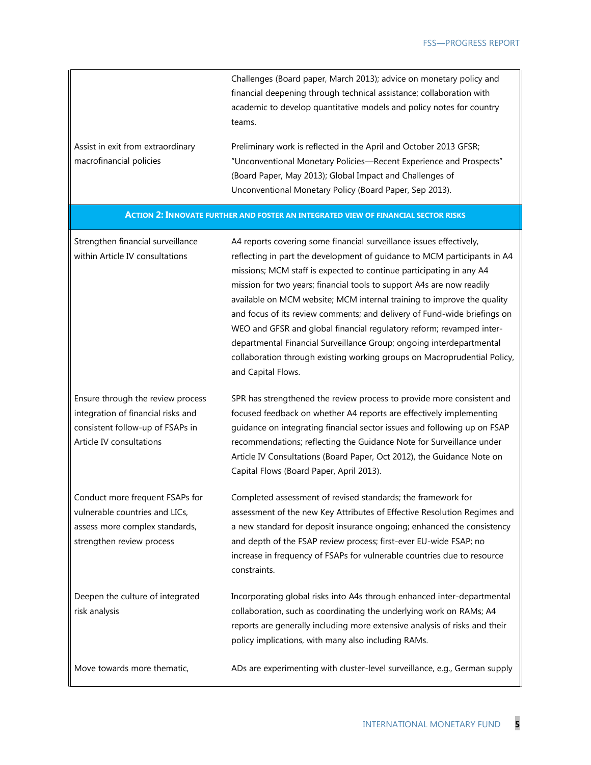| | |
|---|---|
| | Challenges (Board paper, March 2013); advice on monetary policy and financial deepening through technical assistance; collaboration with academic to develop quantitative models and policy notes for country teams. |
| Assist in exit from extraordinary macrofinancial policies | Preliminary work is reflected in the April and October 2013 GFSR; "Unconventional Monetary Policies—Recent Experience and Prospects" (Board Paper, May 2013); Global Impact and Challenges of Unconventional Monetary Policy (Board Paper, Sep 2013). |
| **ACTION 2: INNOVATE FURTHER AND FOSTER AN INTEGRATED VIEW OF FINANCIAL SECTOR RISKS** | |
| Strengthen financial surveillance within Article IV consultations | A4 reports covering some financial surveillance issues effectively, reflecting in part the development of guidance to MCM participants in A4 missions; MCM staff is expected to continue participating in any A4 mission for two years; financial tools to support A4s are now readily available on MCM website; MCM internal training to improve the quality and focus of its review comments; and delivery of Fund-wide briefings on WEO and GFSR and global financial regulatory reform; revamped inter-departmental Financial Surveillance Group; ongoing interdepartmental collaboration through existing working groups on Macroprudential Policy, and Capital Flows. |
| Ensure through the review process integration of financial risks and consistent follow-up of FSAPs in Article IV consultations | SPR has strengthened the review process to provide more consistent and focused feedback on whether A4 reports are effectively implementing guidance on integrating financial sector issues and following up on FSAP recommendations; reflecting the Guidance Note for Surveillance under Article IV Consultations (Board Paper, Oct 2012), the Guidance Note on Capital Flows (Board Paper, April 2013). |
| Conduct more frequent FSAPs for vulnerable countries and LICs, assess more complex standards, strengthen review process | Completed assessment of revised standards; the framework for assessment of the new Key Attributes of Effective Resolution Regimes and a new standard for deposit insurance ongoing; enhanced the consistency and depth of the FSAP review process; first-ever EU-wide FSAP; no increase in frequency of FSAPs for vulnerable countries due to resource constraints. |
| Deepen the culture of integrated risk analysis | Incorporating global risks into A4s through enhanced inter-departmental collaboration, such as coordinating the underlying work on RAMs; A4 reports are generally including more extensive analysis of risks and their policy implications, with many also including RAMs. |
| Move towards more thematic, | ADs are experimenting with cluster-level surveillance, e.g., German supply |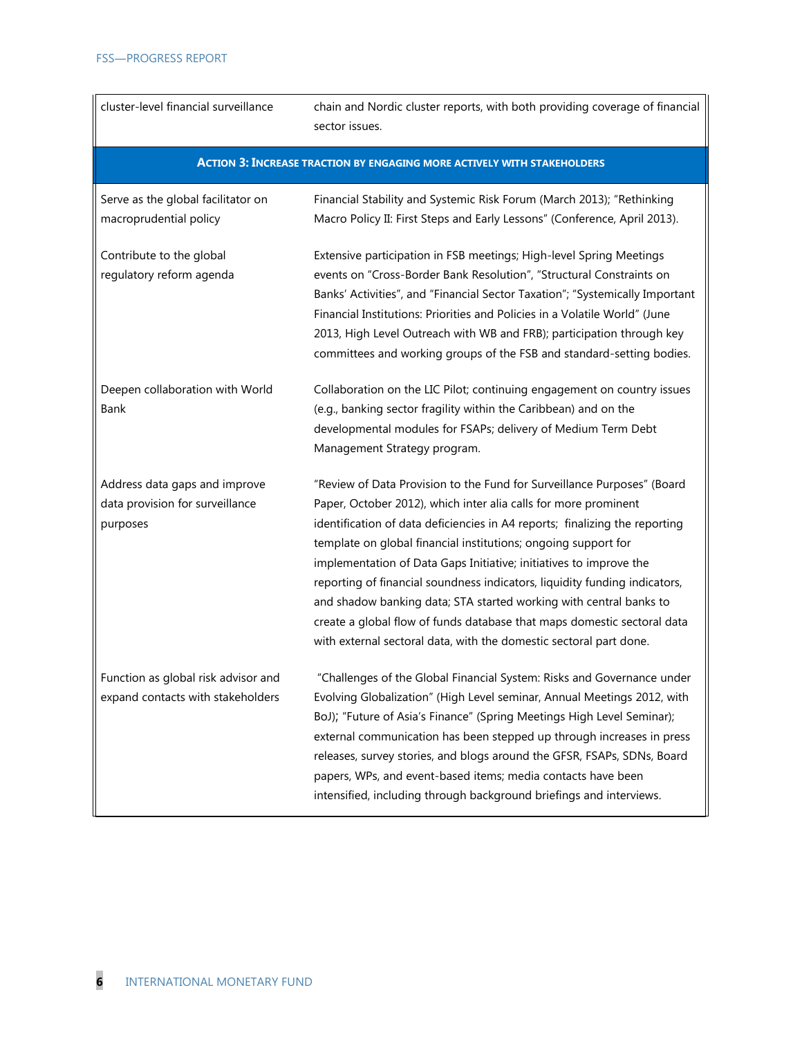| | |
|---|---|
| cluster-level financial surveillance | chain and Nordic cluster reports, with both providing coverage of financial sector issues. |
| **ACTION 3: INCREASE TRACTION BY ENGAGING MORE ACTIVELY WITH STAKEHOLDERS** | |
| Serve as the global facilitator on macroprudential policy | Financial Stability and Systemic Risk Forum (March 2013); "Rethinking Macro Policy II: First Steps and Early Lessons" (Conference, April 2013). |
| Contribute to the global regulatory reform agenda | Extensive participation in FSB meetings; High-level Spring Meetings events on "Cross-Border Bank Resolution", "Structural Constraints on Banks' Activities", and "Financial Sector Taxation"; "Systemically Important Financial Institutions: Priorities and Policies in a Volatile World" (June 2013, High Level Outreach with WB and FRB); participation through key committees and working groups of the FSB and standard-setting bodies. |
| Deepen collaboration with World Bank | Collaboration on the LIC Pilot; continuing engagement on country issues (e.g., banking sector fragility within the Caribbean) and on the developmental modules for FSAPs; delivery of Medium Term Debt Management Strategy program. |
| Address data gaps and improve data provision for surveillance purposes | "Review of Data Provision to the Fund for Surveillance Purposes" (Board Paper, October 2012), which inter alia calls for more prominent identification of data deficiencies in A4 reports; finalizing the reporting template on global financial institutions; ongoing support for implementation of Data Gaps Initiative; initiatives to improve the reporting of financial soundness indicators, liquidity funding indicators, and shadow banking data; STA started working with central banks to create a global flow of funds database that maps domestic sectoral data with external sectoral data, with the domestic sectoral part done. |
| Function as global risk advisor and expand contacts with stakeholders | "Challenges of the Global Financial System: Risks and Governance under Evolving Globalization" (High Level seminar, Annual Meetings 2012, with BoJ); "Future of Asia's Finance" (Spring Meetings High Level Seminar); external communication has been stepped up through increases in press releases, survey stories, and blogs around the GFSR, FSAPs, SDNs, Board papers, WPs, and event-based items; media contacts have been intensified, including through background briefings and interviews. |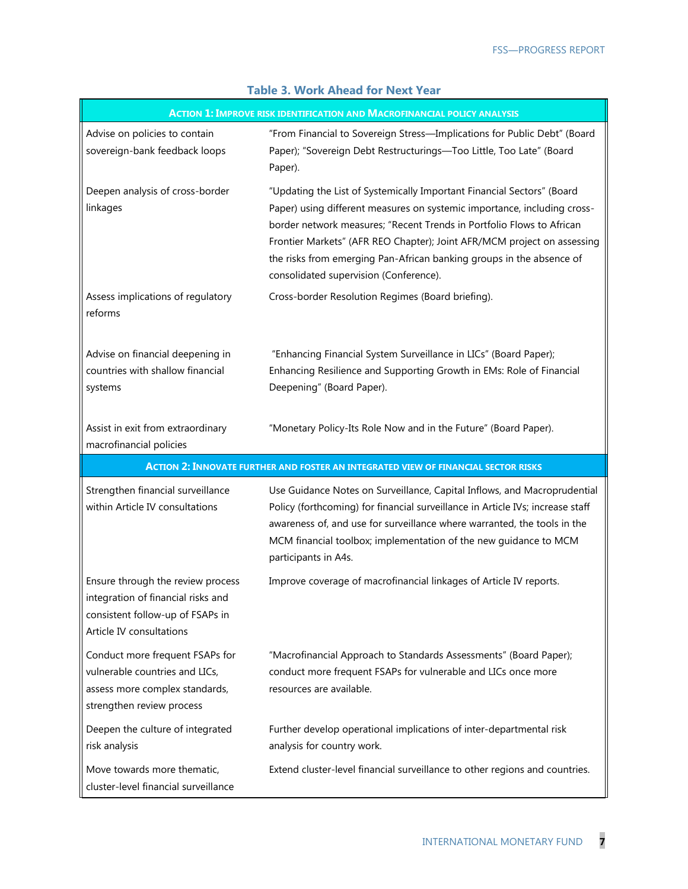**Table 3. Work Ahead for Next Year**

| **ACTION 1: IMPROVE RISK IDENTIFICATION AND MACROFINANCIAL POLICY ANALYSIS** | |
|---|---|
| Advise on policies to contain sovereign-bank feedback loops | "From Financial to Sovereign Stress—Implications for Public Debt" (Board Paper); "Sovereign Debt Restructurings—Too Little, Too Late" (Board Paper). |
| Deepen analysis of cross-border linkages | "Updating the List of Systemically Important Financial Sectors" (Board Paper) using different measures on systemic importance, including cross-border network measures; "Recent Trends in Portfolio Flows to African Frontier Markets" (AFR REO Chapter); Joint AFR/MCM project on assessing the risks from emerging Pan-African banking groups in the absence of consolidated supervision (Conference). |
| Assess implications of regulatory reforms | Cross-border Resolution Regimes (Board briefing). |
| Advise on financial deepening in countries with shallow financial systems | "Enhancing Financial System Surveillance in LICs" (Board Paper); Enhancing Resilience and Supporting Growth in EMs: Role of Financial Deepening" (Board Paper). |
| Assist in exit from extraordinary macrofinancial policies | "Monetary Policy-Its Role Now and in the Future" (Board Paper). |
| **ACTION 2: INNOVATE FURTHER AND FOSTER AN INTEGRATED VIEW OF FINANCIAL SECTOR RISKS** | |
| Strengthen financial surveillance within Article IV consultations | Use Guidance Notes on Surveillance, Capital Inflows, and Macroprudential Policy (forthcoming) for financial surveillance in Article IVs; increase staff awareness of, and use for surveillance where warranted, the tools in the MCM financial toolbox; implementation of the new guidance to MCM participants in A4s. |
| Ensure through the review process integration of financial risks and consistent follow-up of FSAPs in Article IV consultations | Improve coverage of macrofinancial linkages of Article IV reports. |
| Conduct more frequent FSAPs for vulnerable countries and LICs, assess more complex standards, strengthen review process | "Macrofinancial Approach to Standards Assessments" (Board Paper); conduct more frequent FSAPs for vulnerable and LICs once more resources are available. |
| Deepen the culture of integrated risk analysis | Further develop operational implications of inter-departmental risk analysis for country work. |
| Move towards more thematic, cluster-level financial surveillance | Extend cluster-level financial surveillance to other regions and countries. |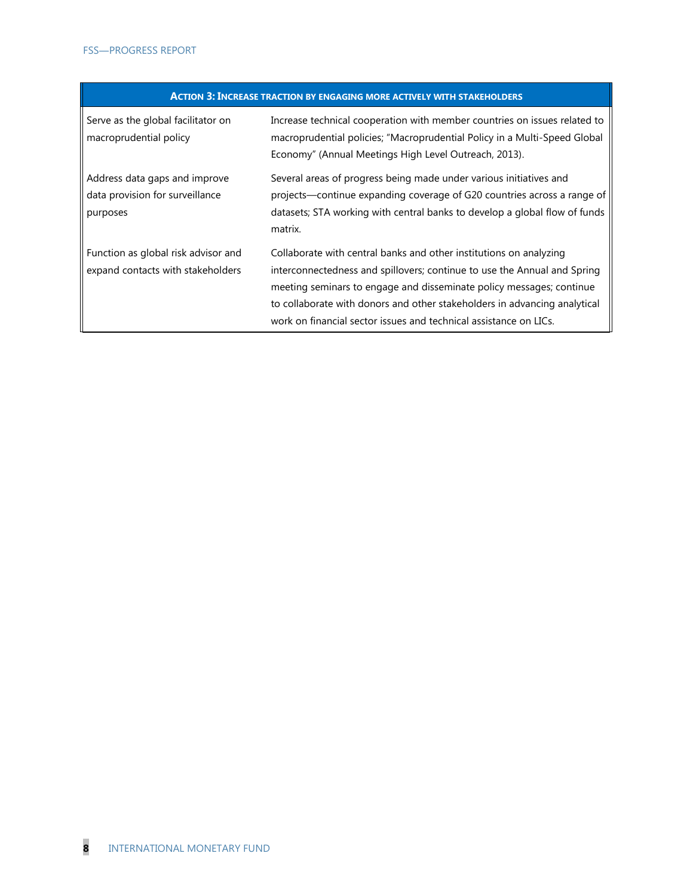| Action 3: Increase traction by engaging more actively with stakeholders | |
|---|---|
| Serve as the global facilitator on macroprudential policy | Increase technical cooperation with member countries on issues related to macroprudential policies; "Macroprudential Policy in a Multi-Speed Global Economy" (Annual Meetings High Level Outreach, 2013). |
| Address data gaps and improve data provision for surveillance purposes | Several areas of progress being made under various initiatives and projects—continue expanding coverage of G20 countries across a range of datasets; STA working with central banks to develop a global flow of funds matrix. |
| Function as global risk advisor and expand contacts with stakeholders | Collaborate with central banks and other institutions on analyzing interconnectedness and spillovers; continue to use the Annual and Spring meeting seminars to engage and disseminate policy messages; continue to collaborate with donors and other stakeholders in advancing analytical work on financial sector issues and technical assistance on LICs. |